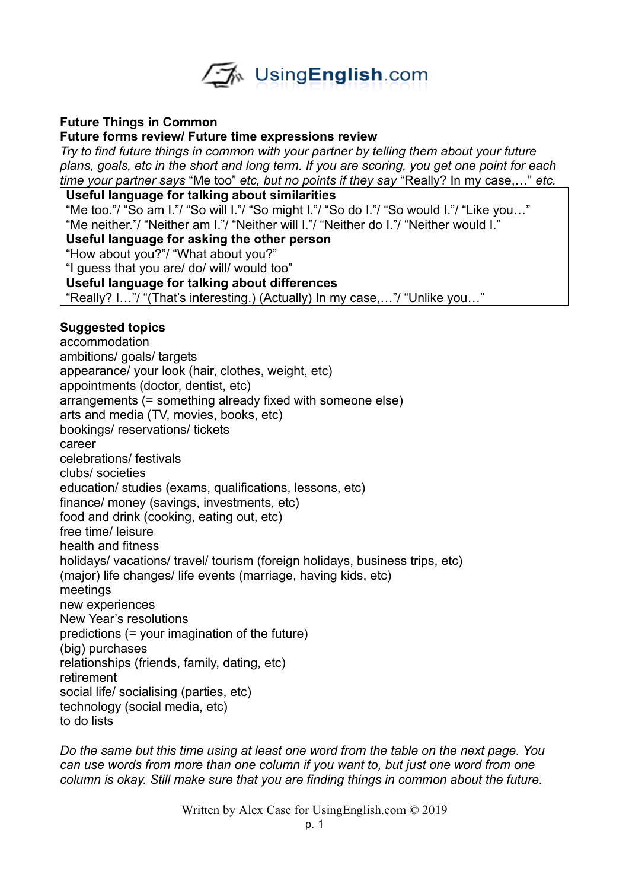**Future Things in Common**

**Future forms review/ Future time expressions review**

*Try to find* *<u>future things in common</u>* *with your partner by telling them about your future plans, goals, etc in the short and long term. If you are scoring, you get one point for each time your partner says* "Me too" *etc, but no points if they say* "Really? In my case,…" *etc.*

| **Useful language for talking about similarities** |
|---|
| "Me too."/ "So am I."/ "So will I."/ "So might I."/ "So do I."/ "So would I."/ "Like you…" |
| "Me neither."/ "Neither am I."/ "Neither will I."/ "Neither do I."/ "Neither would I." |
| **Useful language for asking the other person** |
| "How about you?"/ "What about you?" |
| "I guess that you are/ do/ will/ would too" |
| **Useful language for talking about differences** |
| "Really? I…"/ "(That's interesting.) (Actually) In my case,…"/ "Unlike you…" |

**Suggested topics**

accommodation
ambitions/ goals/ targets
appearance/ your look (hair, clothes, weight, etc)
appointments (doctor, dentist, etc)
arrangements (= something already fixed with someone else)
arts and media (TV, movies, books, etc)
bookings/ reservations/ tickets
career
celebrations/ festivals
clubs/ societies
education/ studies (exams, qualifications, lessons, etc)
finance/ money (savings, investments, etc)
food and drink (cooking, eating out, etc)
free time/ leisure
health and fitness
holidays/ vacations/ travel/ tourism (foreign holidays, business trips, etc)
(major) life changes/ life events (marriage, having kids, etc)
meetings
new experiences
New Year's resolutions
predictions (= your imagination of the future)
(big) purchases
relationships (friends, family, dating, etc)
retirement
social life/ socialising (parties, etc)
technology (social media, etc)
to do lists

*Do the same but this time using at least one word from the table on the next page. You can use words from more than one column if you want to, but just one word from one column is okay. Still make sure that you are finding things in common about the future.*

Written by Alex Case for UsingEnglish.com © 2019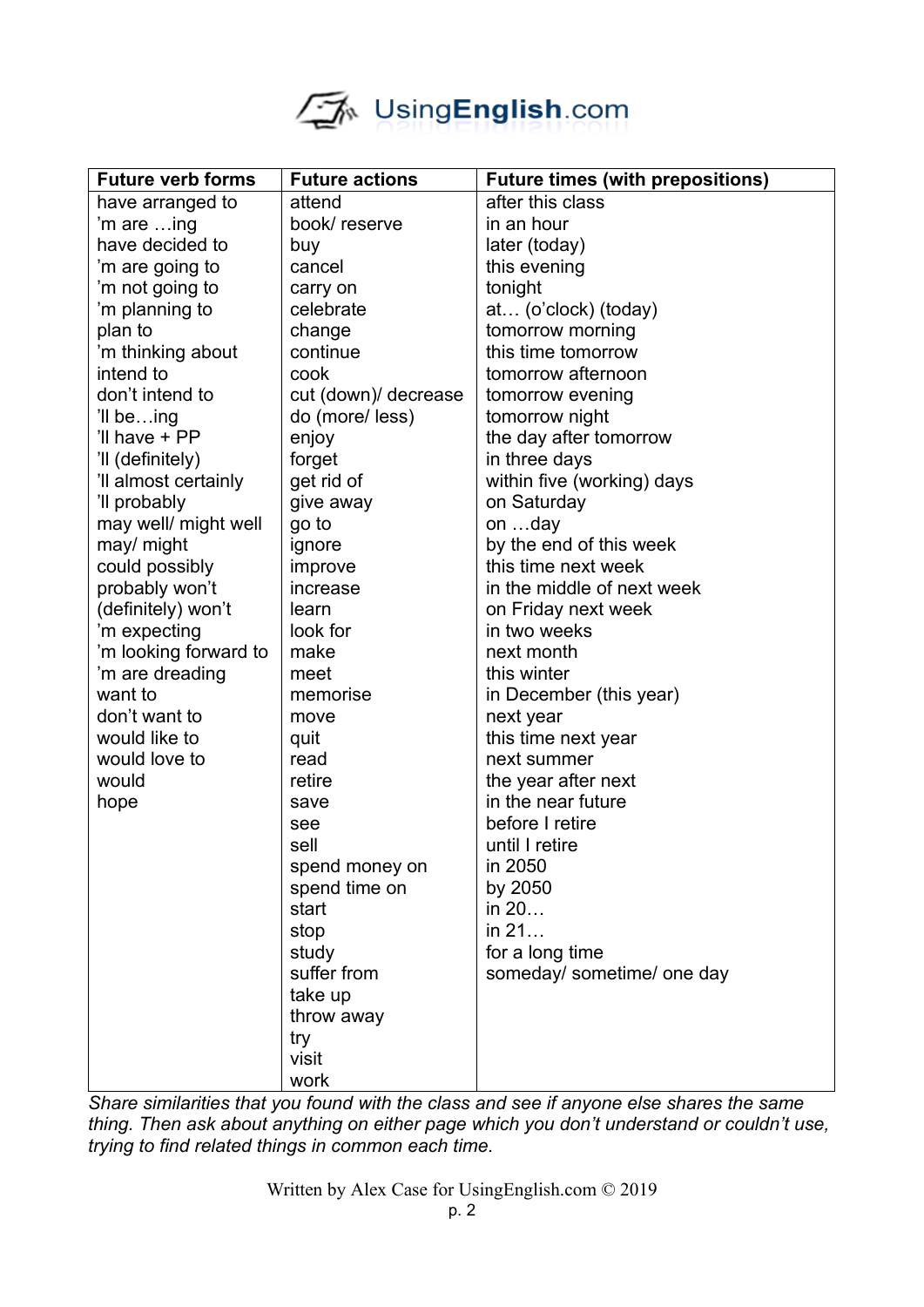| Future verb forms | Future actions | Future times (with prepositions) |
|---|---|---|
| have arranged to | attend | after this class |
| 'm are …ing | book/ reserve | in an hour |
| have decided to | buy | later (today) |
| 'm are going to | cancel | this evening |
| 'm not going to | carry on | tonight |
| 'm planning to | celebrate | at… (o'clock) (today) |
| plan to | change | tomorrow morning |
| 'm thinking about | continue | this time tomorrow |
| intend to | cook | tomorrow afternoon |
| don't intend to | cut (down)/ decrease | tomorrow evening |
| 'll be…ing | do (more/ less) | tomorrow night |
| 'll have + PP | enjoy | the day after tomorrow |
| 'll (definitely) | forget | in three days |
| 'll almost certainly | get rid of | within five (working) days |
| 'll probably | give away | on Saturday |
| may well/ might well | go to | on …day |
| may/ might | ignore | by the end of this week |
| could possibly | improve | this time next week |
| probably won't | increase | in the middle of next week |
| (definitely) won't | learn | on Friday next week |
| 'm expecting | look for | in two weeks |
| 'm looking forward to | make | next month |
| 'm are dreading | meet | this winter |
| want to | memorise | in December (this year) |
| don't want to | move | next year |
| would like to | quit | this time next year |
| would love to | read | next summer |
| would | retire | the year after next |
| hope | save | in the near future |
| | see | before I retire |
| | sell | until I retire |
| | spend money on | in 2050 |
| | spend time on | by 2050 |
| | start | in 20… |
| | stop | in 21… |
| | study | for a long time |
| | suffer from | someday/ sometime/ one day |
| | take up | |
| | throw away | |
| | try | |
| | visit | |
| | work | |

*Share similarities that you found with the class and see if anyone else shares the same thing. Then ask about anything on either page which you don't understand or couldn't use, trying to find related things in common each time.*

Written by Alex Case for UsingEnglish.com © 2019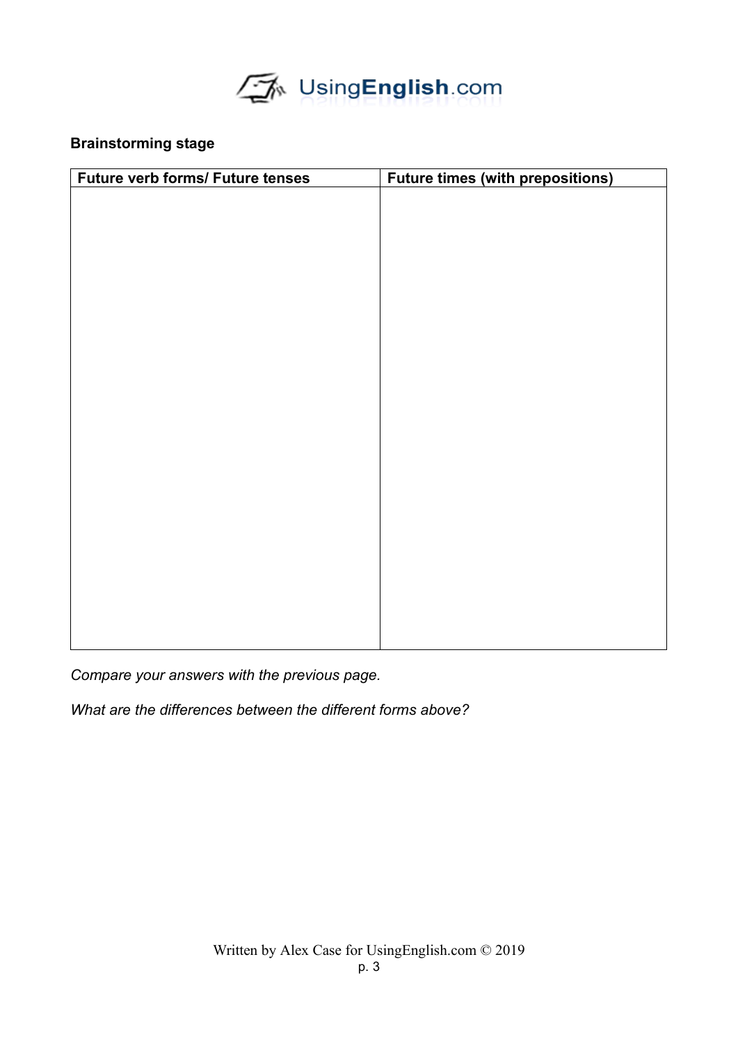**Brainstorming stage**

| Future verb forms/ Future tenses | Future times (with prepositions) |
| --- | --- |
| | |

*Compare your answers with the previous page.*

*What are the differences between the different forms above?*

Written by Alex Case for UsingEnglish.com © 2019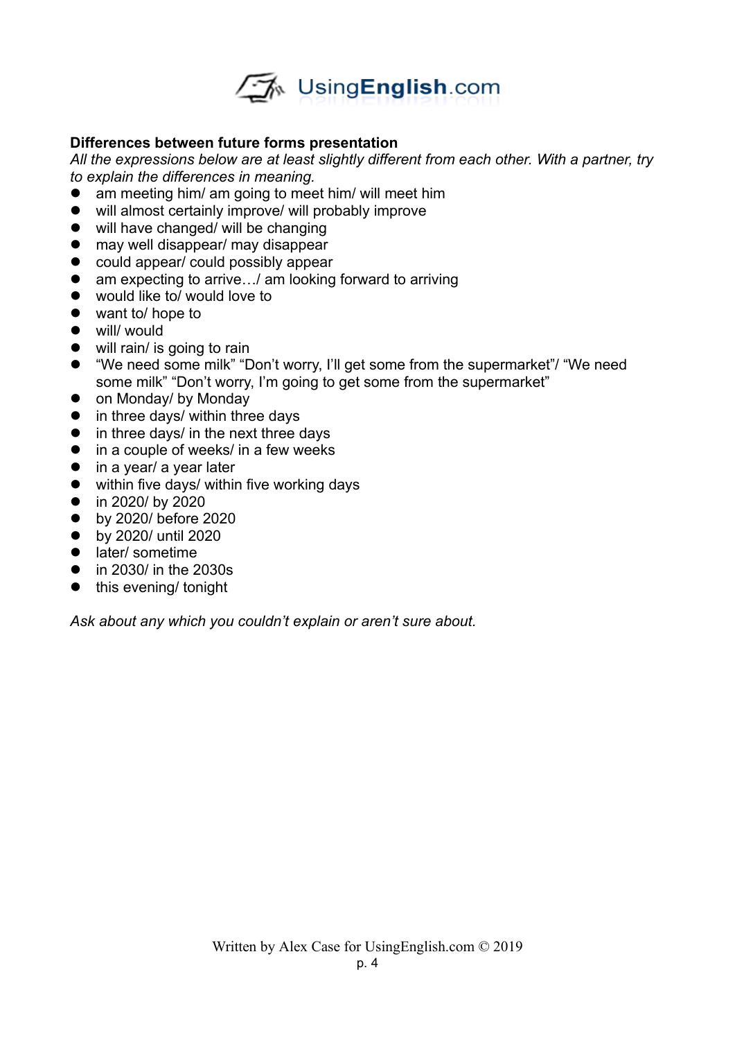**Differences between future forms presentation**

*All the expressions below are at least slightly different from each other. With a partner, try to explain the differences in meaning.*

- am meeting him/ am going to meet him/ will meet him
- will almost certainly improve/ will probably improve
- will have changed/ will be changing
- may well disappear/ may disappear
- could appear/ could possibly appear
- am expecting to arrive…/ am looking forward to arriving
- would like to/ would love to
- want to/ hope to
- will/ would
- will rain/ is going to rain
- "We need some milk" "Don't worry, I'll get some from the supermarket"/ "We need some milk" "Don't worry, I'm going to get some from the supermarket"
- on Monday/ by Monday
- in three days/ within three days
- in three days/ in the next three days
- in a couple of weeks/ in a few weeks
- in a year/ a year later
- within five days/ within five working days
- in 2020/ by 2020
- by 2020/ before 2020
- by 2020/ until 2020
- later/ sometime
- in 2030/ in the 2030s
- this evening/ tonight

*Ask about any which you couldn't explain or aren't sure about.*

Written by Alex Case for UsingEnglish.com © 2019